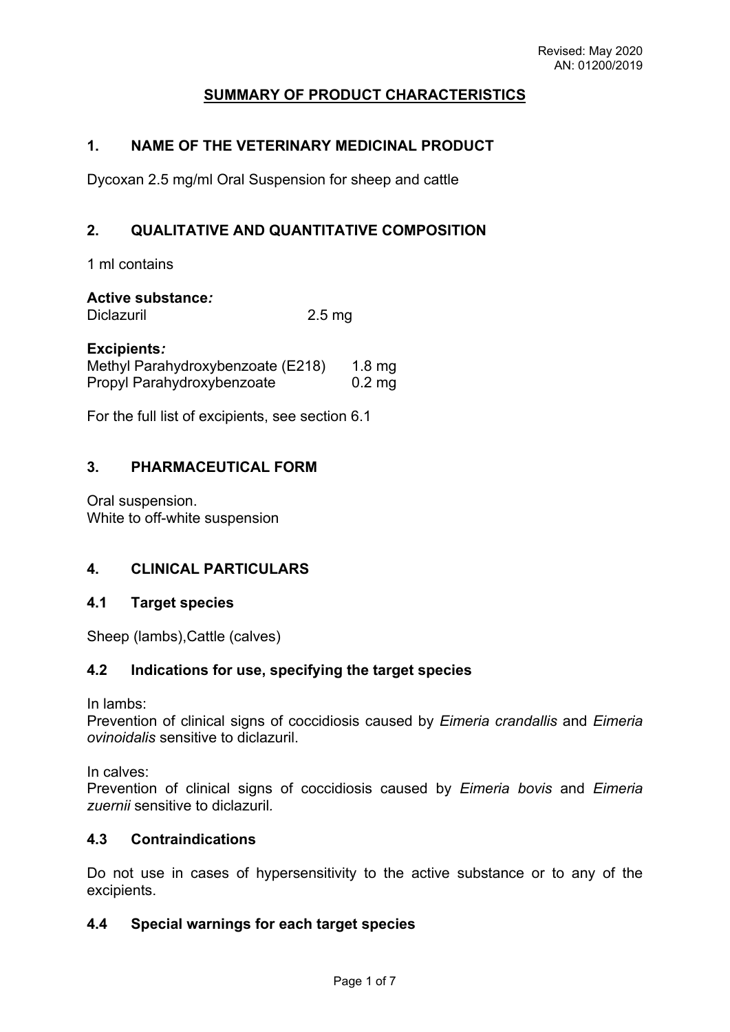Revised: May 2020
AN: 01200/2019

# SUMMARY OF PRODUCT CHARACTERISTICS

## 1. NAME OF THE VETERINARY MEDICINAL PRODUCT

Dycoxan 2.5 mg/ml Oral Suspension for sheep and cattle

## 2. QUALITATIVE AND QUANTITATIVE COMPOSITION

1 ml contains

**Active substance*:***

| | |
|---|---|
| Diclazuril | 2.5 mg |

**Excipients*:***

| | |
|---|---|
| Methyl Parahydroxybenzoate (E218) | 1.8 mg |
| Propyl Parahydroxybenzoate | 0.2 mg |

For the full list of excipients, see section 6.1

## 3. PHARMACEUTICAL FORM

Oral suspension.
White to off-white suspension

## 4. CLINICAL PARTICULARS

### 4.1 Target species

Sheep (lambs),Cattle (calves)

### 4.2 Indications for use, specifying the target species

In lambs:
Prevention of clinical signs of coccidiosis caused by *Eimeria crandallis* and *Eimeria ovinoidalis* sensitive to diclazuril.

In calves:
Prevention of clinical signs of coccidiosis caused by *Eimeria bovis* and *Eimeria zuernii* sensitive to diclazuril*.*

### 4.3 Contraindications

Do not use in cases of hypersensitivity to the active substance or to any of the excipients.

### 4.4 Special warnings for each target species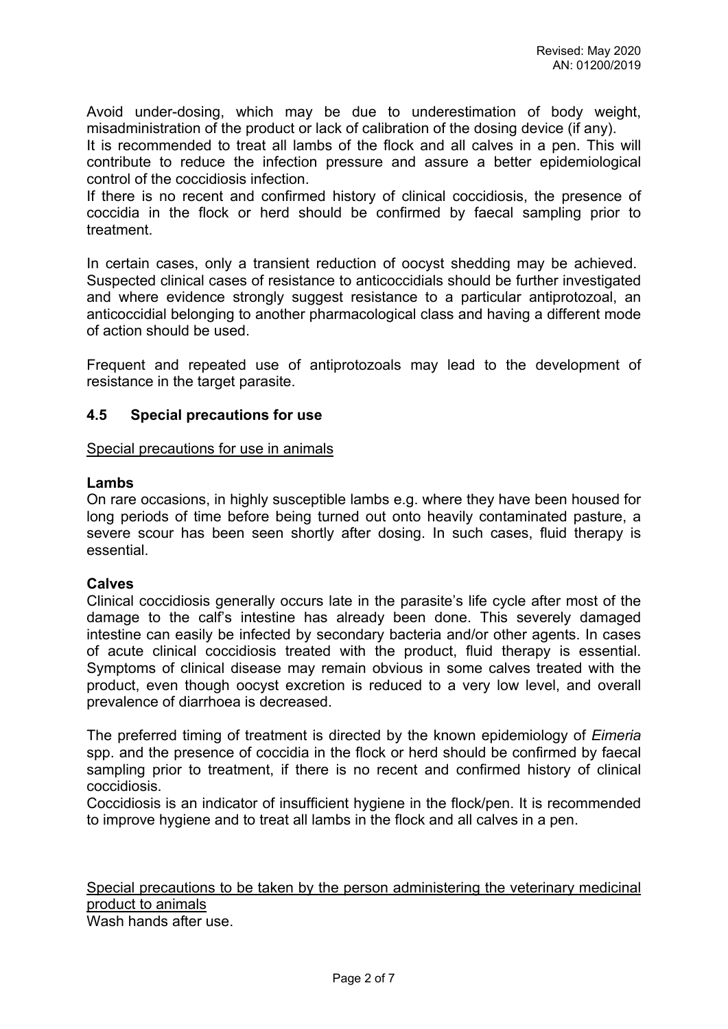Avoid under-dosing, which may be due to underestimation of body weight, misadministration of the product or lack of calibration of the dosing device (if any).
It is recommended to treat all lambs of the flock and all calves in a pen. This will contribute to reduce the infection pressure and assure a better epidemiological control of the coccidiosis infection.
If there is no recent and confirmed history of clinical coccidiosis, the presence of coccidia in the flock or herd should be confirmed by faecal sampling prior to treatment.

In certain cases, only a transient reduction of oocyst shedding may be achieved. Suspected clinical cases of resistance to anticoccidials should be further investigated and where evidence strongly suggest resistance to a particular antiprotozoal, an anticoccidial belonging to another pharmacological class and having a different mode of action should be used.

Frequent and repeated use of antiprotozoals may lead to the development of resistance in the target parasite.

## 4.5 Special precautions for use

Special precautions for use in animals

**Lambs**
On rare occasions, in highly susceptible lambs e.g. where they have been housed for long periods of time before being turned out onto heavily contaminated pasture, a severe scour has been seen shortly after dosing. In such cases, fluid therapy is essential.

**Calves**
Clinical coccidiosis generally occurs late in the parasite's life cycle after most of the damage to the calf's intestine has already been done. This severely damaged intestine can easily be infected by secondary bacteria and/or other agents. In cases of acute clinical coccidiosis treated with the product, fluid therapy is essential. Symptoms of clinical disease may remain obvious in some calves treated with the product, even though oocyst excretion is reduced to a very low level, and overall prevalence of diarrhoea is decreased.

The preferred timing of treatment is directed by the known epidemiology of *Eimeria* spp. and the presence of coccidia in the flock or herd should be confirmed by faecal sampling prior to treatment, if there is no recent and confirmed history of clinical coccidiosis.
Coccidiosis is an indicator of insufficient hygiene in the flock/pen. It is recommended to improve hygiene and to treat all lambs in the flock and all calves in a pen.

Special precautions to be taken by the person administering the veterinary medicinal product to animals
Wash hands after use.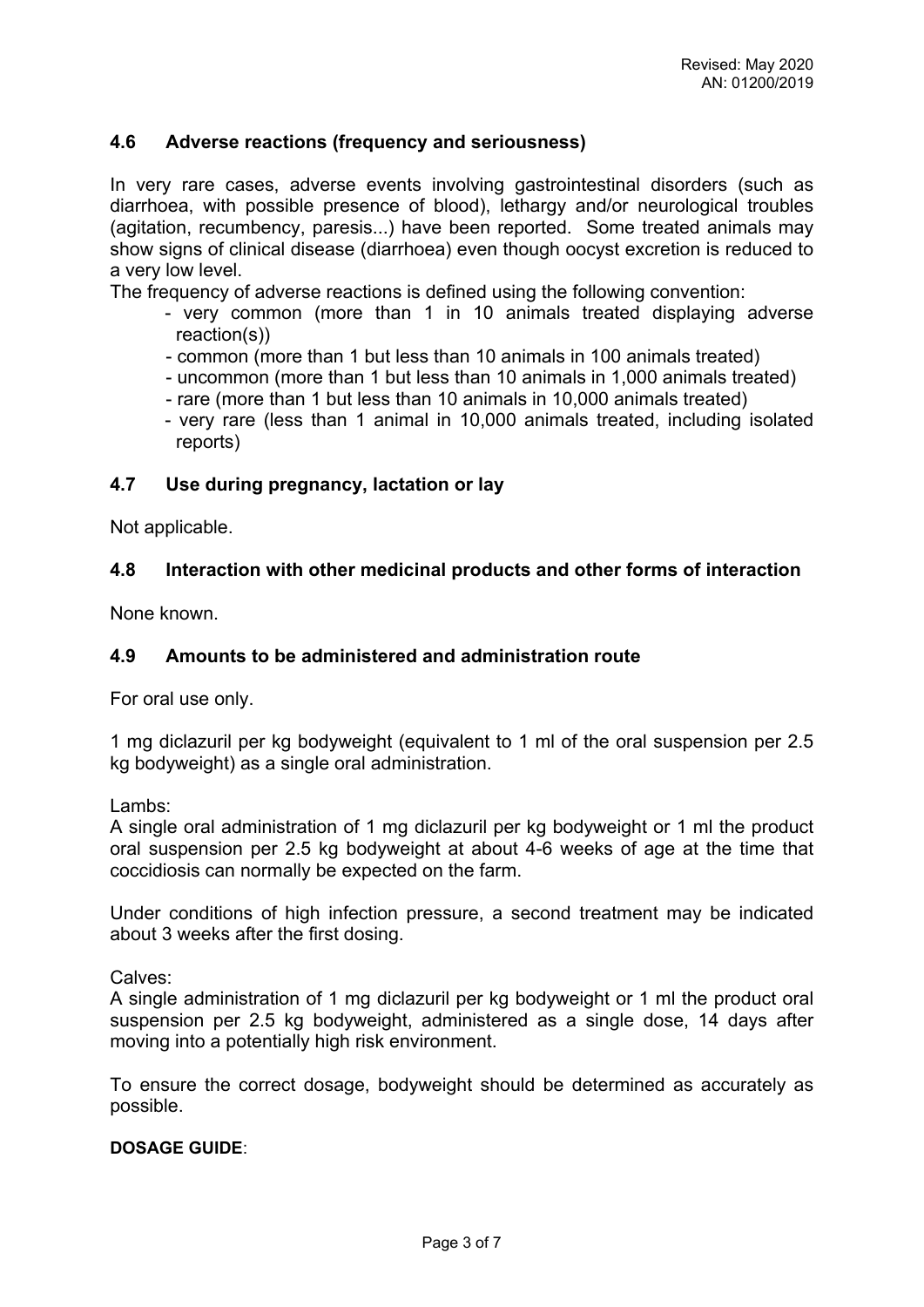### 4.6 Adverse reactions (frequency and seriousness)

In very rare cases, adverse events involving gastrointestinal disorders (such as diarrhoea, with possible presence of blood), lethargy and/or neurological troubles (agitation, recumbency, paresis...) have been reported. Some treated animals may show signs of clinical disease (diarrhoea) even though oocyst excretion is reduced to a very low level.

The frequency of adverse reactions is defined using the following convention:

- very common (more than 1 in 10 animals treated displaying adverse reaction(s))
- common (more than 1 but less than 10 animals in 100 animals treated)
- uncommon (more than 1 but less than 10 animals in 1,000 animals treated)
- rare (more than 1 but less than 10 animals in 10,000 animals treated)
- very rare (less than 1 animal in 10,000 animals treated, including isolated reports)

### 4.7 Use during pregnancy, lactation or lay

Not applicable.

### 4.8 Interaction with other medicinal products and other forms of interaction

None known.

### 4.9 Amounts to be administered and administration route

For oral use only.

1 mg diclazuril per kg bodyweight (equivalent to 1 ml of the oral suspension per 2.5 kg bodyweight) as a single oral administration.

Lambs:
A single oral administration of 1 mg diclazuril per kg bodyweight or 1 ml the product oral suspension per 2.5 kg bodyweight at about 4-6 weeks of age at the time that coccidiosis can normally be expected on the farm.

Under conditions of high infection pressure, a second treatment may be indicated about 3 weeks after the first dosing.

Calves:
A single administration of 1 mg diclazuril per kg bodyweight or 1 ml the product oral suspension per 2.5 kg bodyweight, administered as a single dose, 14 days after moving into a potentially high risk environment.

To ensure the correct dosage, bodyweight should be determined as accurately as possible.

**DOSAGE GUIDE**: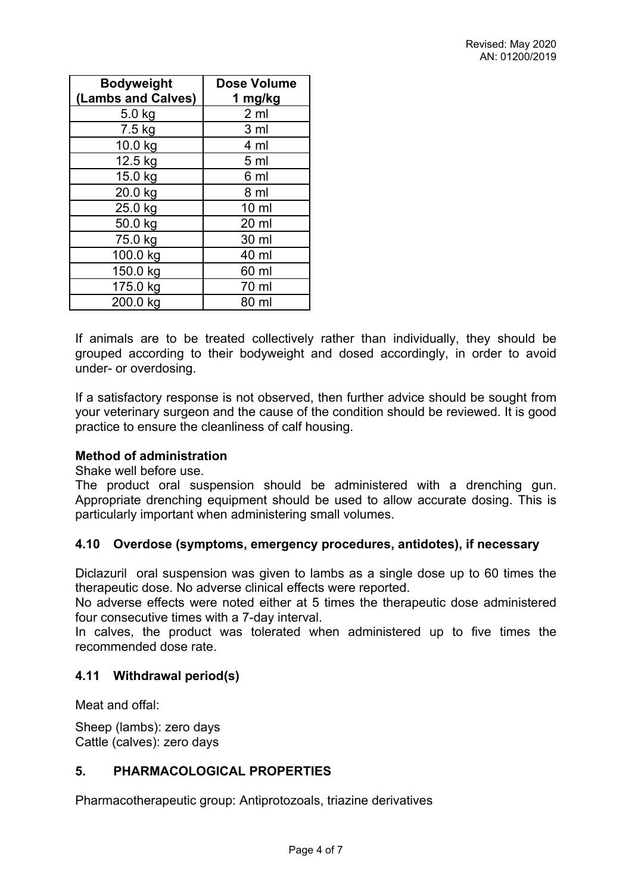| Bodyweight (Lambs and Calves) | Dose Volume 1 mg/kg |
|---|---|
| 5.0 kg | 2 ml |
| 7.5 kg | 3 ml |
| 10.0 kg | 4 ml |
| 12.5 kg | 5 ml |
| 15.0 kg | 6 ml |
| 20.0 kg | 8 ml |
| 25.0 kg | 10 ml |
| 50.0 kg | 20 ml |
| 75.0 kg | 30 ml |
| 100.0 kg | 40 ml |
| 150.0 kg | 60 ml |
| 175.0 kg | 70 ml |
| 200.0 kg | 80 ml |

If animals are to be treated collectively rather than individually, they should be grouped according to their bodyweight and dosed accordingly, in order to avoid under- or overdosing.

If a satisfactory response is not observed, then further advice should be sought from your veterinary surgeon and the cause of the condition should be reviewed. It is good practice to ensure the cleanliness of calf housing.

**Method of administration**

Shake well before use.
The product oral suspension should be administered with a drenching gun. Appropriate drenching equipment should be used to allow accurate dosing. This is particularly important when administering small volumes.

### 4.10 Overdose (symptoms, emergency procedures, antidotes), if necessary

Diclazuril oral suspension was given to lambs as a single dose up to 60 times the therapeutic dose. No adverse clinical effects were reported.
No adverse effects were noted either at 5 times the therapeutic dose administered four consecutive times with a 7-day interval.
In calves, the product was tolerated when administered up to five times the recommended dose rate.

### 4.11 Withdrawal period(s)

Meat and offal:

Sheep (lambs): zero days
Cattle (calves): zero days

## 5. PHARMACOLOGICAL PROPERTIES

Pharmacotherapeutic group: Antiprotozoals, triazine derivatives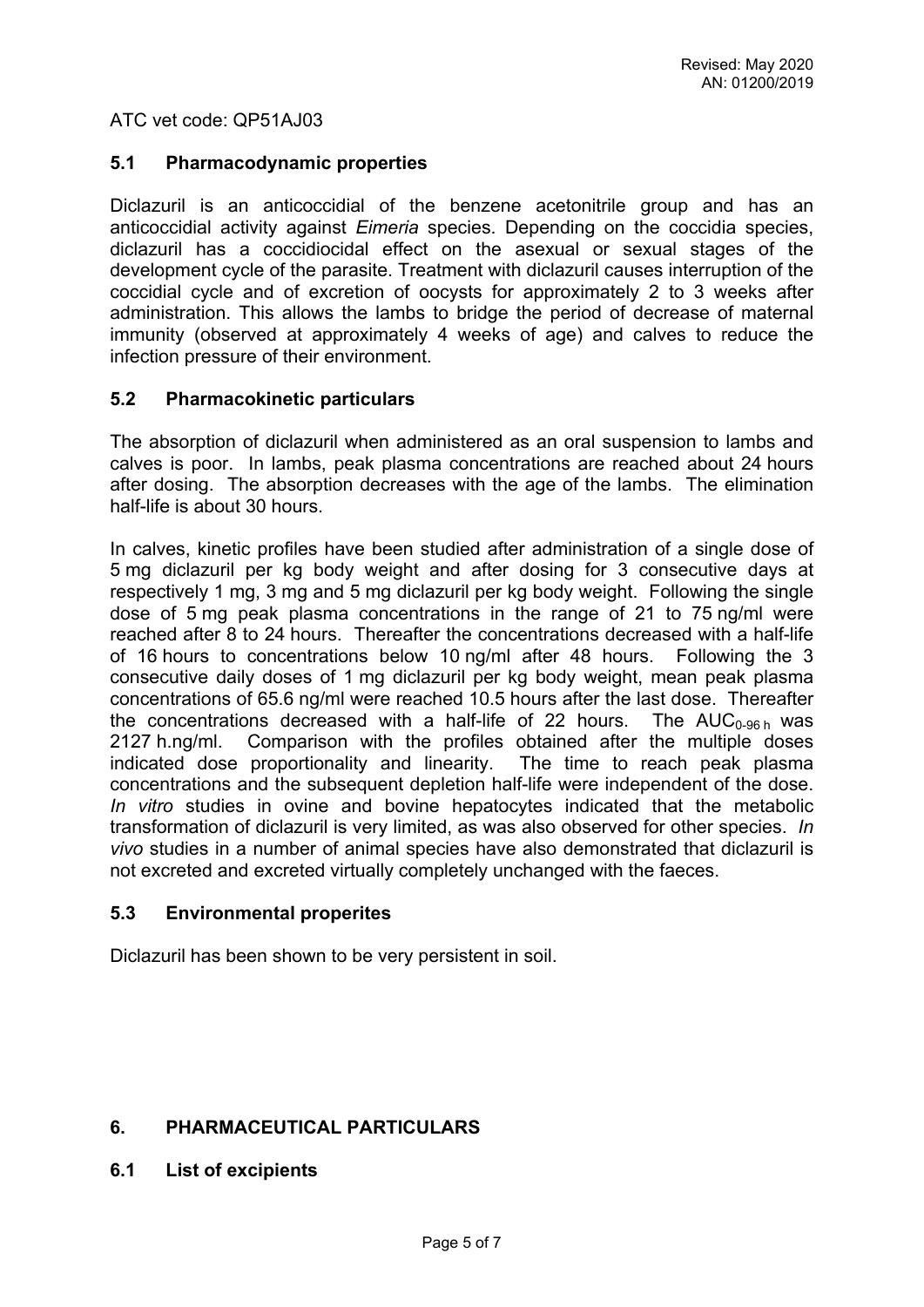ATC vet code: QP51AJ03

### 5.1 Pharmacodynamic properties

Diclazuril is an anticoccidial of the benzene acetonitrile group and has an anticoccidial activity against *Eimeria* species. Depending on the coccidia species, diclazuril has a coccidiocidal effect on the asexual or sexual stages of the development cycle of the parasite. Treatment with diclazuril causes interruption of the coccidial cycle and of excretion of oocysts for approximately 2 to 3 weeks after administration. This allows the lambs to bridge the period of decrease of maternal immunity (observed at approximately 4 weeks of age) and calves to reduce the infection pressure of their environment.

### 5.2 Pharmacokinetic particulars

The absorption of diclazuril when administered as an oral suspension to lambs and calves is poor. In lambs, peak plasma concentrations are reached about 24 hours after dosing. The absorption decreases with the age of the lambs. The elimination half-life is about 30 hours.

In calves, kinetic profiles have been studied after administration of a single dose of 5 mg diclazuril per kg body weight and after dosing for 3 consecutive days at respectively 1 mg, 3 mg and 5 mg diclazuril per kg body weight. Following the single dose of 5 mg peak plasma concentrations in the range of 21 to 75 ng/ml were reached after 8 to 24 hours. Thereafter the concentrations decreased with a half-life of 16 hours to concentrations below 10 ng/ml after 48 hours. Following the 3 consecutive daily doses of 1 mg diclazuril per kg body weight, mean peak plasma concentrations of 65.6 ng/ml were reached 10.5 hours after the last dose. Thereafter the concentrations decreased with a half-life of 22 hours. The $AUC_{0\text{-}96\,h}$ was 2127 h.ng/ml. Comparison with the profiles obtained after the multiple doses indicated dose proportionality and linearity. The time to reach peak plasma concentrations and the subsequent depletion half-life were independent of the dose. *In vitro* studies in ovine and bovine hepatocytes indicated that the metabolic transformation of diclazuril is very limited, as was also observed for other species. *In vivo* studies in a number of animal species have also demonstrated that diclazuril is not excreted and excreted virtually completely unchanged with the faeces.

### 5.3 Environmental properites

Diclazuril has been shown to be very persistent in soil.

## 6. PHARMACEUTICAL PARTICULARS

### 6.1 List of excipients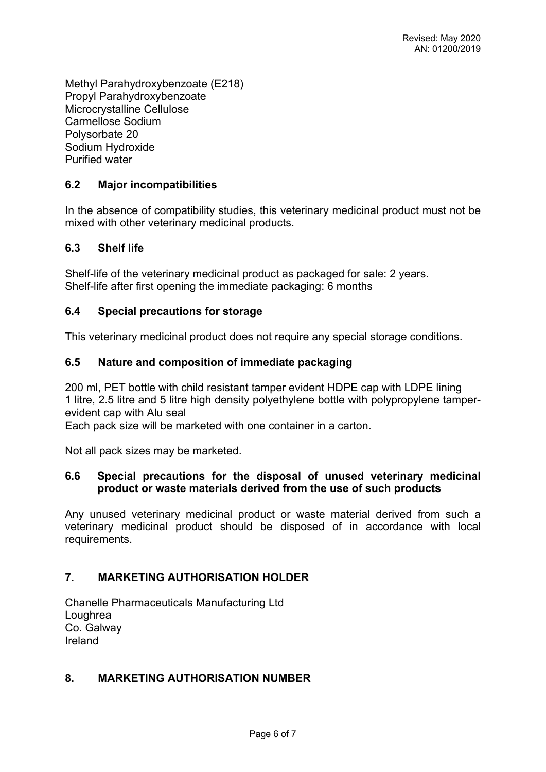Methyl Parahydroxybenzoate (E218)
Propyl Parahydroxybenzoate
Microcrystalline Cellulose
Carmellose Sodium
Polysorbate 20
Sodium Hydroxide
Purified water

### 6.2 Major incompatibilities

In the absence of compatibility studies, this veterinary medicinal product must not be mixed with other veterinary medicinal products.

### 6.3 Shelf life

Shelf-life of the veterinary medicinal product as packaged for sale: 2 years.
Shelf-life after first opening the immediate packaging: 6 months

### 6.4 Special precautions for storage

This veterinary medicinal product does not require any special storage conditions.

### 6.5 Nature and composition of immediate packaging

200 ml, PET bottle with child resistant tamper evident HDPE cap with LDPE lining
1 litre, 2.5 litre and 5 litre high density polyethylene bottle with polypropylene tamper-evident cap with Alu seal
Each pack size will be marketed with one container in a carton.

Not all pack sizes may be marketed.

### 6.6 Special precautions for the disposal of unused veterinary medicinal product or waste materials derived from the use of such products

Any unused veterinary medicinal product or waste material derived from such a veterinary medicinal product should be disposed of in accordance with local requirements.

## 7. MARKETING AUTHORISATION HOLDER

Chanelle Pharmaceuticals Manufacturing Ltd
Loughrea
Co. Galway
Ireland

## 8. MARKETING AUTHORISATION NUMBER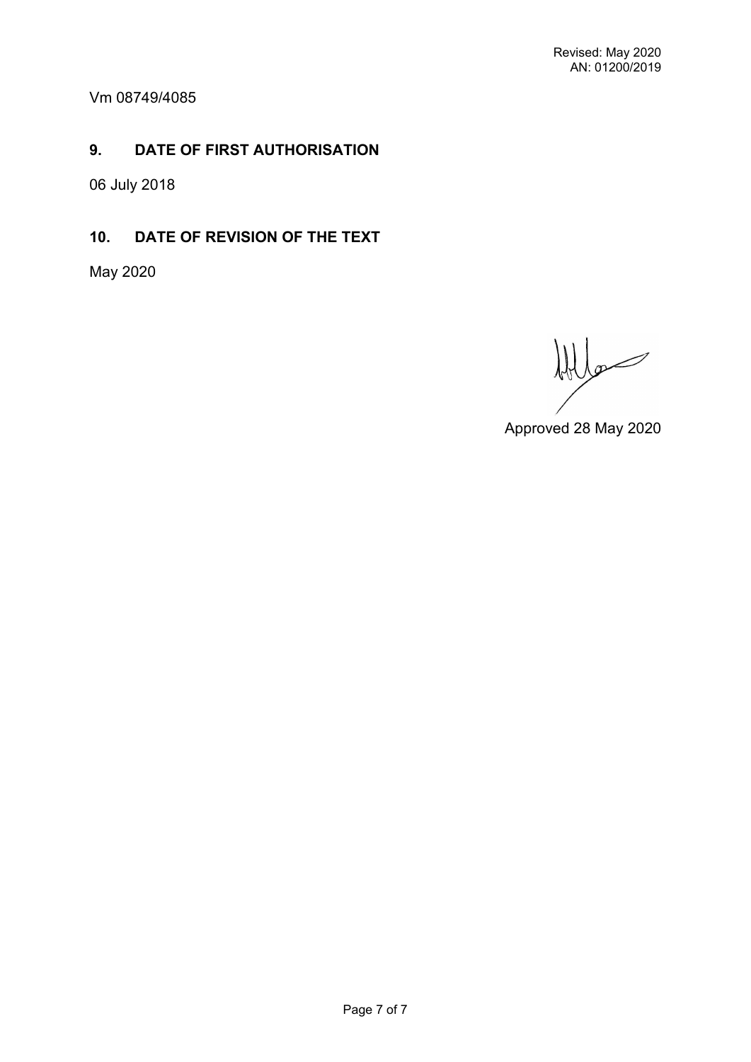Revised: May 2020
AN: 01200/2019

Vm 08749/4085

## 9. DATE OF FIRST AUTHORISATION

06 July 2018

## 10. DATE OF REVISION OF THE TEXT

May 2020

Approved 28 May 2020